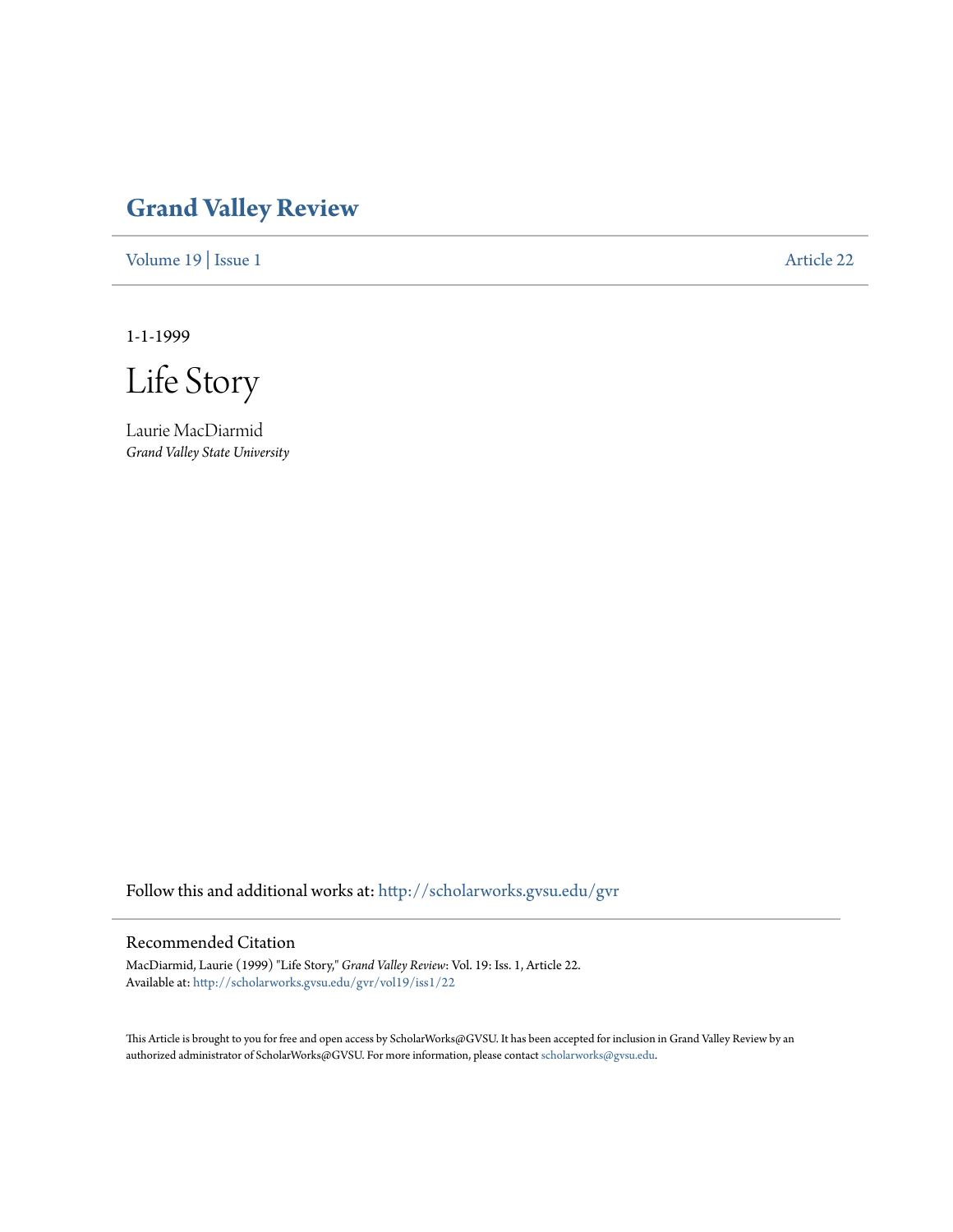# Grand Valley Review

Volume 19 | Issue 1 Article 22

1-1-1999

# Life Story

Laurie MacDiarmid
*Grand Valley State University*

Follow this and additional works at: http://scholarworks.gvsu.edu/gvr

## Recommended Citation

MacDiarmid, Laurie (1999) "Life Story," *Grand Valley Review*: Vol. 19: Iss. 1, Article 22.
Available at: http://scholarworks.gvsu.edu/gvr/vol19/iss1/22

This Article is brought to you for free and open access by ScholarWorks@GVSU. It has been accepted for inclusion in Grand Valley Review by an authorized administrator of ScholarWorks@GVSU. For more information, please contact scholarworks@gvsu.edu.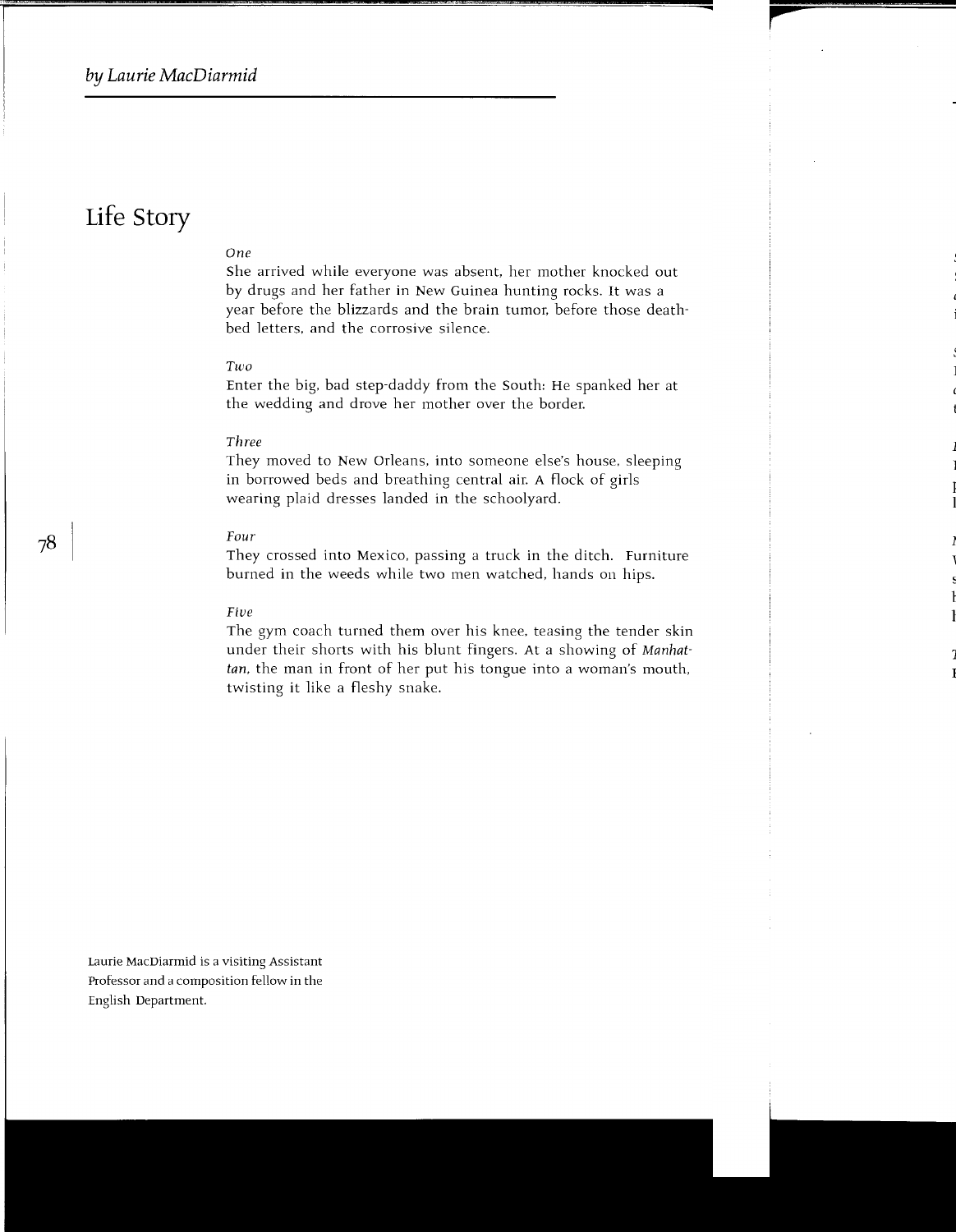*by Laurie MacDiarmid*

# Life Story

*One*

She arrived while everyone was absent, her mother knocked out by drugs and her father in New Guinea hunting rocks. It was a year before the blizzards and the brain tumor, before those death-bed letters, and the corrosive silence.

*Two*

Enter the big, bad step-daddy from the South: He spanked her at the wedding and drove her mother over the border.

*Three*

They moved to New Orleans, into someone else's house, sleeping in borrowed beds and breathing central air. A flock of girls wearing plaid dresses landed in the schoolyard.

*Four*

They crossed into Mexico, passing a truck in the ditch. Furniture burned in the weeds while two men watched, hands on hips.

*Five*

The gym coach turned them over his knee, teasing the tender skin under their shorts with his blunt fingers. At a showing of *Manhattan*, the man in front of her put his tongue into a woman's mouth, twisting it like a fleshy snake.

Laurie MacDiarmid is a visiting Assistant Professor and a composition fellow in the English Department.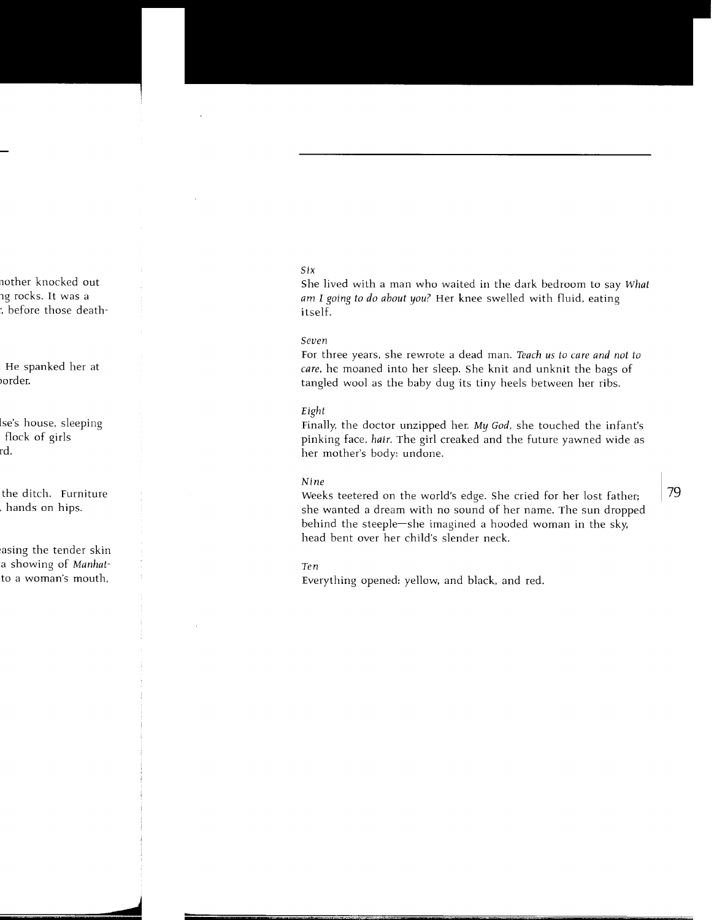*Six*

She lived with a man who waited in the dark bedroom to say *What am I going to do about you?* Her knee swelled with fluid, eating itself.

*Seven*

For three years, she rewrote a dead man. *Teach us to care and not to care,* he moaned into her sleep. She knit and unknit the bags of tangled wool as the baby dug its tiny heels between her ribs.

*Eight*

Finally, the doctor unzipped her. *My God,* she touched the infant's pinking face, *hair.* The girl creaked and the future yawned wide as her mother's body: undone.

*Nine*

Weeks teetered on the world's edge. She cried for her lost father; she wanted a dream with no sound of her name. The sun dropped behind the steeple—she imagined a hooded woman in the sky, head bent over her child's slender neck.

*Ten*

Everything opened: yellow, and black, and red.